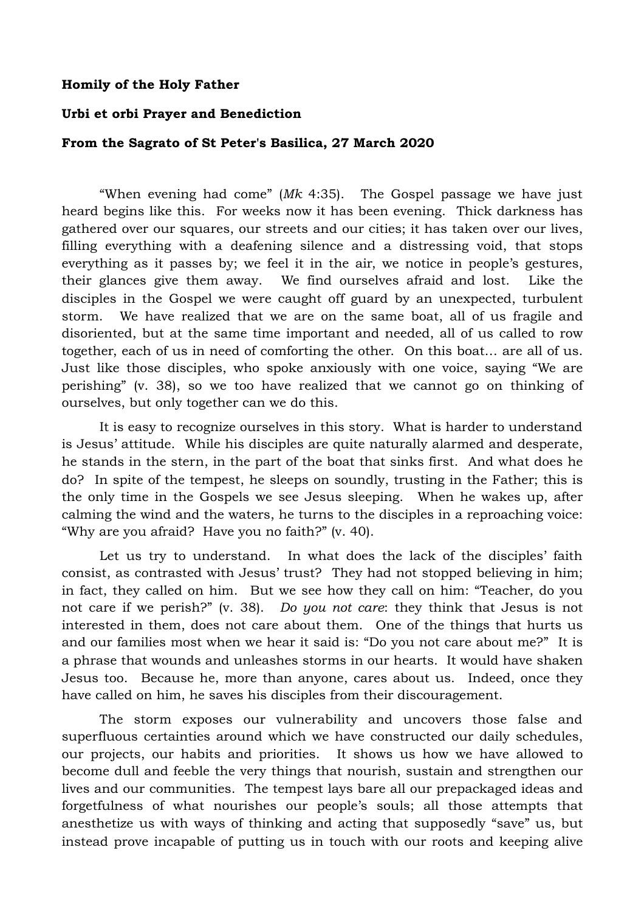**Homily of the Holy Father**

**Urbi et orbi Prayer and Benediction**

**From the Sagrato of St Peter's Basilica, 27 March 2020**

"When evening had come" (*Mk* 4:35). The Gospel passage we have just heard begins like this. For weeks now it has been evening. Thick darkness has gathered over our squares, our streets and our cities; it has taken over our lives, filling everything with a deafening silence and a distressing void, that stops everything as it passes by; we feel it in the air, we notice in people's gestures, their glances give them away. We find ourselves afraid and lost. Like the disciples in the Gospel we were caught off guard by an unexpected, turbulent storm. We have realized that we are on the same boat, all of us fragile and disoriented, but at the same time important and needed, all of us called to row together, each of us in need of comforting the other. On this boat… are all of us. Just like those disciples, who spoke anxiously with one voice, saying "We are perishing" (v. 38), so we too have realized that we cannot go on thinking of ourselves, but only together can we do this.

It is easy to recognize ourselves in this story. What is harder to understand is Jesus' attitude. While his disciples are quite naturally alarmed and desperate, he stands in the stern, in the part of the boat that sinks first. And what does he do? In spite of the tempest, he sleeps on soundly, trusting in the Father; this is the only time in the Gospels we see Jesus sleeping. When he wakes up, after calming the wind and the waters, he turns to the disciples in a reproaching voice: "Why are you afraid? Have you no faith?" (v. 40).

Let us try to understand. In what does the lack of the disciples' faith consist, as contrasted with Jesus' trust? They had not stopped believing in him; in fact, they called on him. But we see how they call on him: "Teacher, do you not care if we perish?" (v. 38). *Do you not care*: they think that Jesus is not interested in them, does not care about them. One of the things that hurts us and our families most when we hear it said is: "Do you not care about me?" It is a phrase that wounds and unleashes storms in our hearts. It would have shaken Jesus too. Because he, more than anyone, cares about us. Indeed, once they have called on him, he saves his disciples from their discouragement.

The storm exposes our vulnerability and uncovers those false and superfluous certainties around which we have constructed our daily schedules, our projects, our habits and priorities. It shows us how we have allowed to become dull and feeble the very things that nourish, sustain and strengthen our lives and our communities. The tempest lays bare all our prepackaged ideas and forgetfulness of what nourishes our people's souls; all those attempts that anesthetize us with ways of thinking and acting that supposedly "save" us, but instead prove incapable of putting us in touch with our roots and keeping alive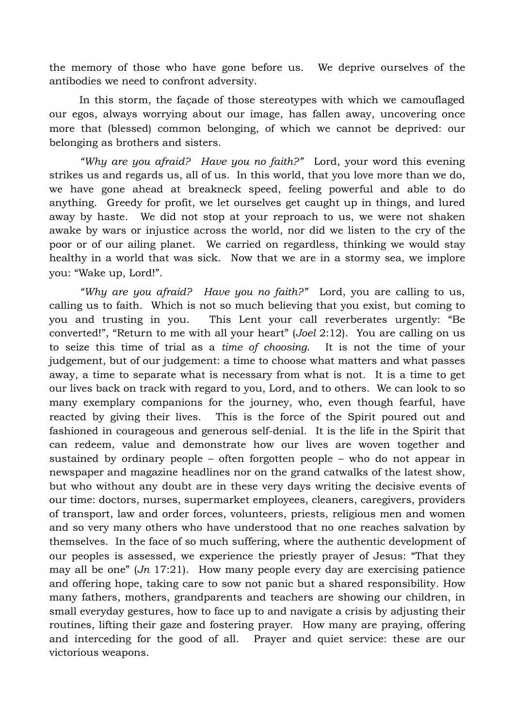the memory of those who have gone before us. We deprive ourselves of the antibodies we need to confront adversity.

In this storm, the façade of those stereotypes with which we camouflaged our egos, always worrying about our image, has fallen away, uncovering once more that (blessed) common belonging, of which we cannot be deprived: our belonging as brothers and sisters.

*"Why are you afraid? Have you no faith?"* Lord, your word this evening strikes us and regards us, all of us. In this world, that you love more than we do, we have gone ahead at breakneck speed, feeling powerful and able to do anything. Greedy for profit, we let ourselves get caught up in things, and lured away by haste. We did not stop at your reproach to us, we were not shaken awake by wars or injustice across the world, nor did we listen to the cry of the poor or of our ailing planet. We carried on regardless, thinking we would stay healthy in a world that was sick. Now that we are in a stormy sea, we implore you: "Wake up, Lord!".

*"Why are you afraid? Have you no faith?"* Lord, you are calling to us, calling us to faith. Which is not so much believing that you exist, but coming to you and trusting in you. This Lent your call reverberates urgently: "Be converted!", "Return to me with all your heart" (*Joel* 2:12). You are calling on us to seize this time of trial as a *time of choosing*. It is not the time of your judgement, but of our judgement: a time to choose what matters and what passes away, a time to separate what is necessary from what is not. It is a time to get our lives back on track with regard to you, Lord, and to others. We can look to so many exemplary companions for the journey, who, even though fearful, have reacted by giving their lives. This is the force of the Spirit poured out and fashioned in courageous and generous self-denial. It is the life in the Spirit that can redeem, value and demonstrate how our lives are woven together and sustained by ordinary people – often forgotten people – who do not appear in newspaper and magazine headlines nor on the grand catwalks of the latest show, but who without any doubt are in these very days writing the decisive events of our time: doctors, nurses, supermarket employees, cleaners, caregivers, providers of transport, law and order forces, volunteers, priests, religious men and women and so very many others who have understood that no one reaches salvation by themselves. In the face of so much suffering, where the authentic development of our peoples is assessed, we experience the priestly prayer of Jesus: "That they may all be one" (*Jn* 17:21). How many people every day are exercising patience and offering hope, taking care to sow not panic but a shared responsibility. How many fathers, mothers, grandparents and teachers are showing our children, in small everyday gestures, how to face up to and navigate a crisis by adjusting their routines, lifting their gaze and fostering prayer. How many are praying, offering and interceding for the good of all. Prayer and quiet service: these are our victorious weapons.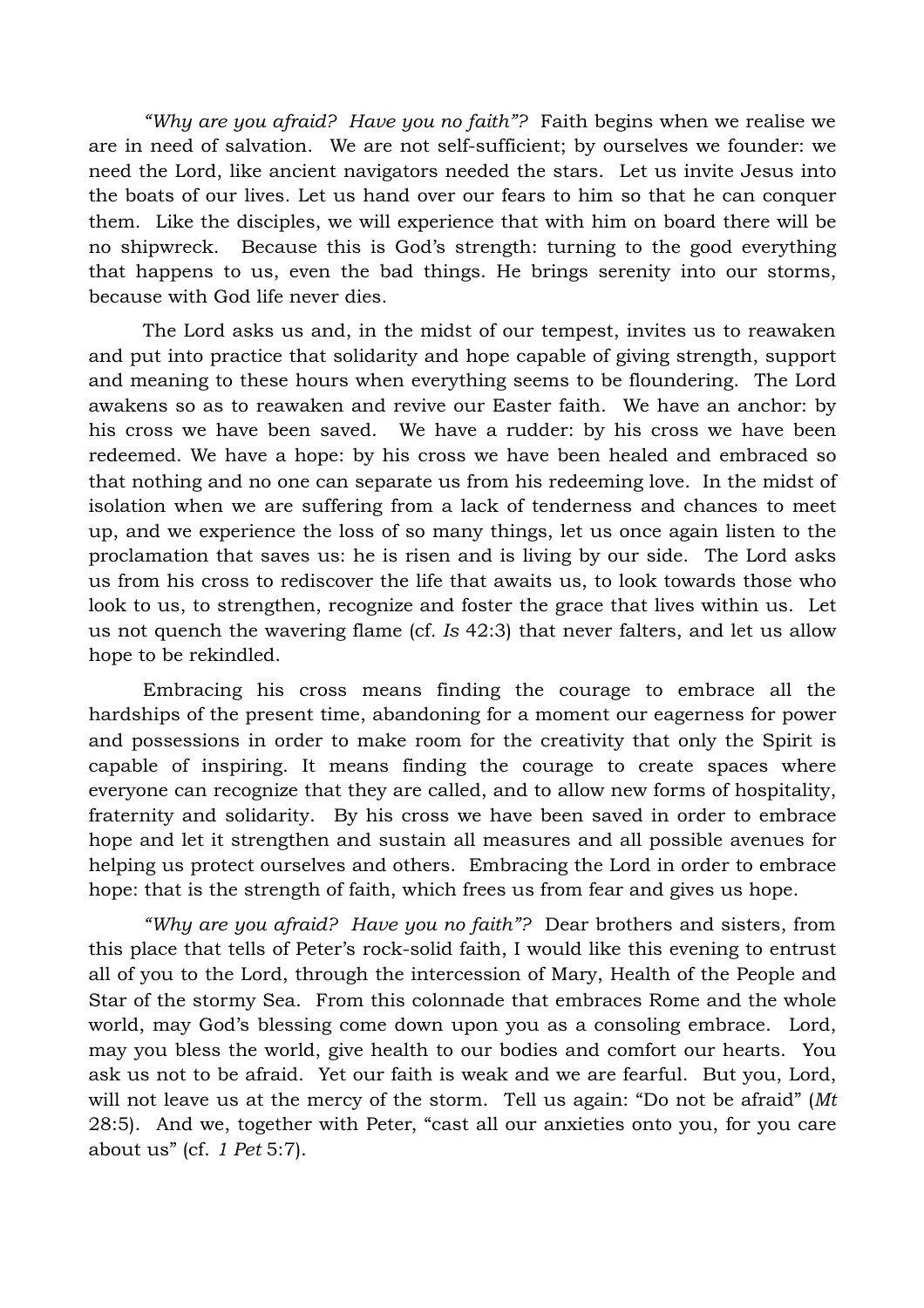*"Why are you afraid? Have you no faith"?* Faith begins when we realise we are in need of salvation. We are not self-sufficient; by ourselves we founder: we need the Lord, like ancient navigators needed the stars. Let us invite Jesus into the boats of our lives. Let us hand over our fears to him so that he can conquer them. Like the disciples, we will experience that with him on board there will be no shipwreck. Because this is God's strength: turning to the good everything that happens to us, even the bad things. He brings serenity into our storms, because with God life never dies.

The Lord asks us and, in the midst of our tempest, invites us to reawaken and put into practice that solidarity and hope capable of giving strength, support and meaning to these hours when everything seems to be floundering. The Lord awakens so as to reawaken and revive our Easter faith. We have an anchor: by his cross we have been saved. We have a rudder: by his cross we have been redeemed. We have a hope: by his cross we have been healed and embraced so that nothing and no one can separate us from his redeeming love. In the midst of isolation when we are suffering from a lack of tenderness and chances to meet up, and we experience the loss of so many things, let us once again listen to the proclamation that saves us: he is risen and is living by our side. The Lord asks us from his cross to rediscover the life that awaits us, to look towards those who look to us, to strengthen, recognize and foster the grace that lives within us. Let us not quench the wavering flame (cf. *Is* 42:3) that never falters, and let us allow hope to be rekindled.

Embracing his cross means finding the courage to embrace all the hardships of the present time, abandoning for a moment our eagerness for power and possessions in order to make room for the creativity that only the Spirit is capable of inspiring. It means finding the courage to create spaces where everyone can recognize that they are called, and to allow new forms of hospitality, fraternity and solidarity. By his cross we have been saved in order to embrace hope and let it strengthen and sustain all measures and all possible avenues for helping us protect ourselves and others. Embracing the Lord in order to embrace hope: that is the strength of faith, which frees us from fear and gives us hope.

*"Why are you afraid? Have you no faith"?* Dear brothers and sisters, from this place that tells of Peter's rock-solid faith, I would like this evening to entrust all of you to the Lord, through the intercession of Mary, Health of the People and Star of the stormy Sea. From this colonnade that embraces Rome and the whole world, may God's blessing come down upon you as a consoling embrace. Lord, may you bless the world, give health to our bodies and comfort our hearts. You ask us not to be afraid. Yet our faith is weak and we are fearful. But you, Lord, will not leave us at the mercy of the storm. Tell us again: "Do not be afraid" (*Mt* 28:5). And we, together with Peter, "cast all our anxieties onto you, for you care about us" (cf. *1 Pet* 5:7).